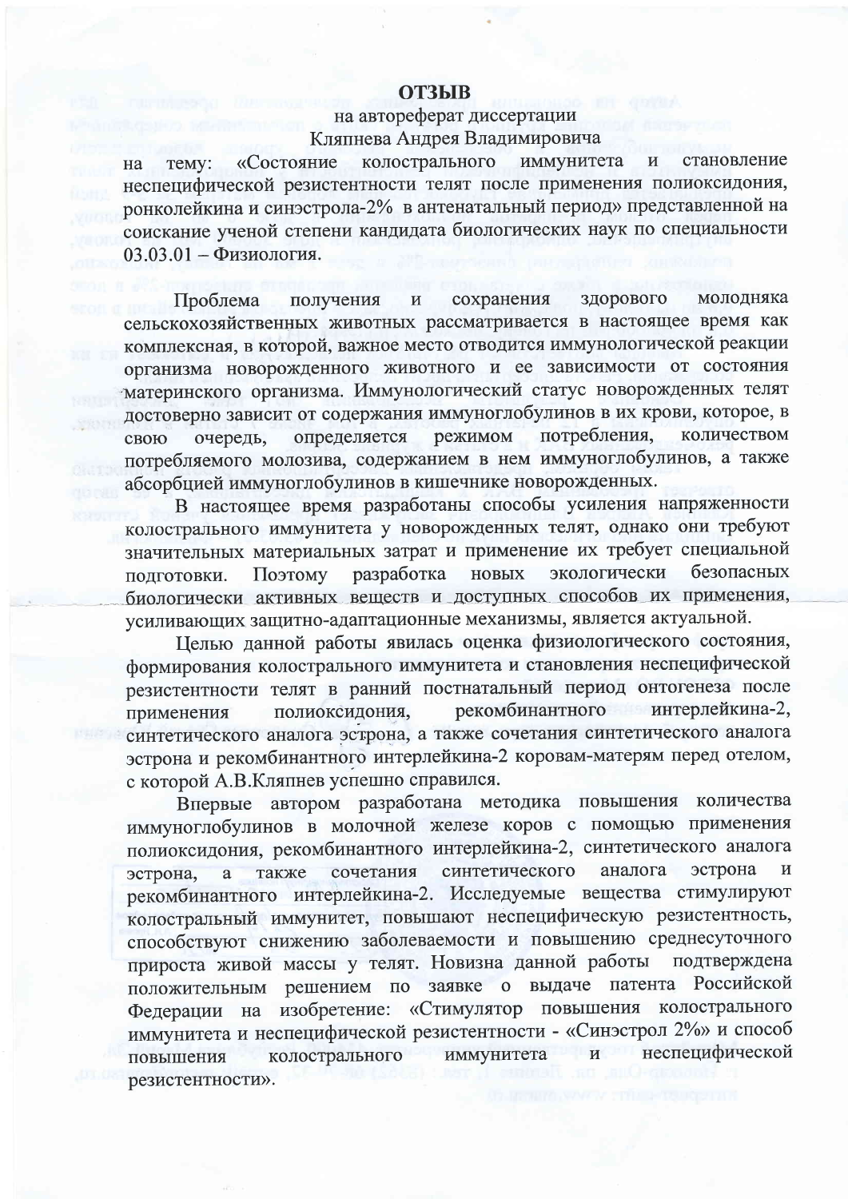# ОТЗЫВ

на автореферат диссертации

Кляпнева Андрея Владимировича

на тему: «Состояние колострального иммунитета и становление неспецифической резистентности телят после применения полиоксидония, ронколейкина и синэстрола-2% в антенатальный период» представленной на соискание ученой степени кандидата биологических наук по специальности 03.03.01 – Физиология.

Проблема получения и сохранения здорового молодняка сельскохозяйственных животных рассматривается в настоящее время как комплексная, в которой, важное место отводится иммунологической реакции организма новорожденного животного и ее зависимости от состояния материнского организма. Иммунологический статус новорожденных телят достоверно зависит от содержания иммуноглобулинов в их крови, которое, в свою очередь, определяется режимом потребления, количеством потребляемого молозива, содержанием в нем иммуноглобулинов, а также абсорбцией иммуноглобулинов в кишечнике новорожденных.

В настоящее время разработаны способы усиления напряженности колострального иммунитета у новорожденных телят, однако они требуют значительных материальных затрат и применение их требует специальной подготовки. Поэтому разработка новых экологически безопасных биологически активных веществ и доступных способов их применения, усиливающих защитно-адаптационные механизмы, является актуальной.

Целью данной работы явилась оценка физиологического состояния, формирования колострального иммунитета и становления неспецифической резистентности телят в ранний постнатальный период онтогенеза после применения полиоксидония, рекомбинантного интерлейкина-2, синтетического аналога эстрона, а также сочетания синтетического аналога эстрона и рекомбинантного интерлейкина-2 коровам-матерям перед отелом, с которой А.В.Кляпнев успешно справился.

Впервые автором разработана методика повышения количества иммуноглобулинов в молочной железе коров с помощью применения полиоксидония, рекомбинантного интерлейкина-2, синтетического аналога эстрона, а также сочетания синтетического аналога эстрона и рекомбинантного интерлейкина-2. Исследуемые вещества стимулируют колостральный иммунитет, повышают неспецифическую резистентность, способствуют снижению заболеваемости и повышению среднесуточного прироста живой массы у телят. Новизна данной работы подтверждена положительным решением по заявке о выдаче патента Российской Федерации на изобретение: «Стимулятор повышения колострального иммунитета и неспецифической резистентности - «Синэстрол 2%» и способ повышения колострального иммунитета и неспецифической резистентности».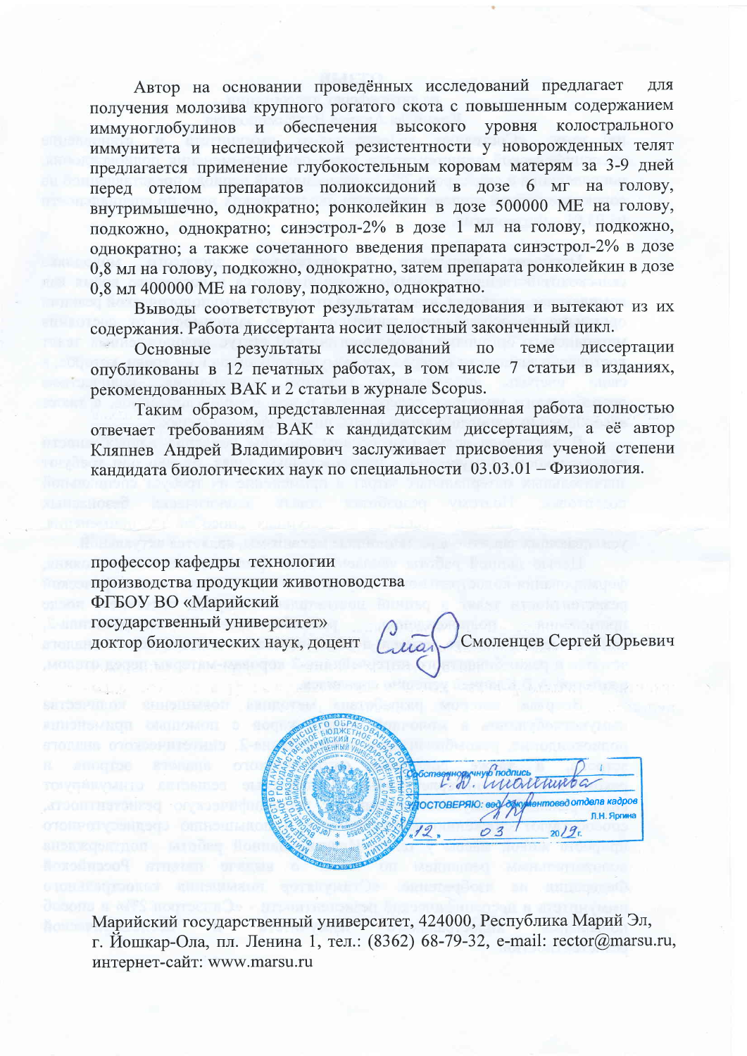Автор на основании проведённых исследований предлагает для получения молозива крупного рогатого скота с повышенным содержанием иммуноглобулинов и обеспечения высокого уровня колострального иммунитета и неспецифической резистентности у новорожденных телят предлагается применение глубокостельным коровам матерям за 3-9 дней перед отелом препаратов полиоксидоний в дозе 6 мг на голову, внутримышечно, однократно; ронколейкин в дозе 500000 МЕ на голову, подкожно, однократно; синэстрол-2% в дозе 1 мл на голову, подкожно, однократно; а также сочетанного введения препарата синэстрол-2% в дозе 0,8 мл на голову, подкожно, однократно, затем препарата ронколейкин в дозе 0,8 мл 400000 МЕ на голову, подкожно, однократно.

Выводы соответствуют результатам исследования и вытекают из их содержания. Работа диссертанта носит целостный законченный цикл.

Основные результаты исследований по теме диссертации опубликованы в 12 печатных работах, в том числе 7 статьи в изданиях, рекомендованных ВАК и 2 статьи в журнале Scopus.

Таким образом, представленная диссертационная работа полностью отвечает требованиям ВАК к кандидатским диссертациям, а её автор Кляпнев Андрей Владимирович заслуживает присвоения ученой степени кандидата биологических наук по специальности 03.03.01 – Физиология.

профессор кафедры технологии
производства продукции животноводства
ФГБОУ ВО «Марийский
государственный университет»
доктор биологических наук, доцент — Смоленцев Сергей Юрьевич

Собственноручную подпись С.Ю. Смоленцева
УДОСТОВЕРЯЮ: ведущий документовед отдела кадров Л.Н. Яргина
12. 03 2019 г.

Марийский государственный университет, 424000, Республика Марий Эл, г. Йошкар-Ола, пл. Ленина 1, тел.: (8362) 68-79-32, e-mail: rector@marsu.ru, интернет-сайт: www.marsu.ru